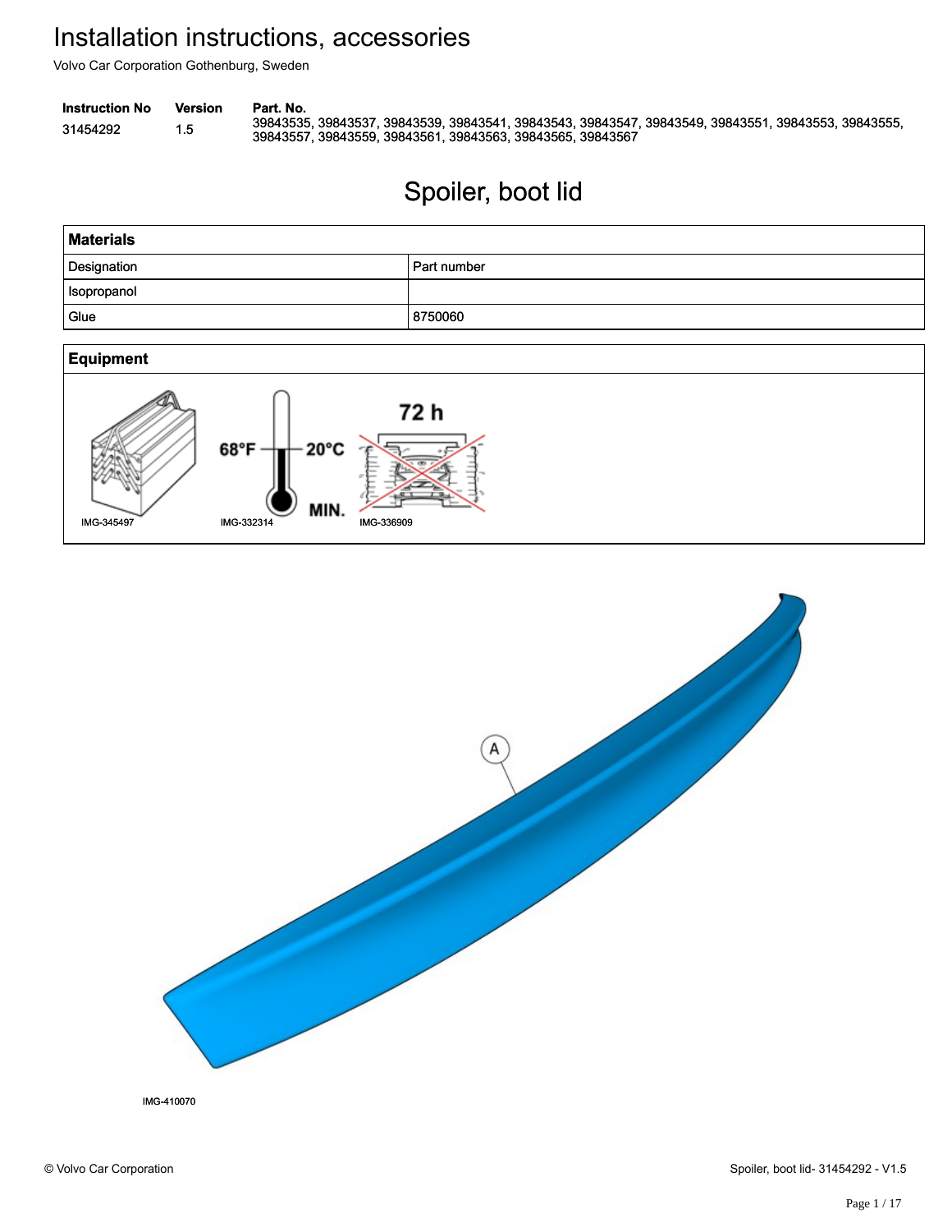# Installation instructions, accessories

Volvo Car Corporation Gothenburg, Sweden

| Instruction No | Version | Part. No. |
| --- | --- | --- |
| 31454292 | 1.5 | 39843535, 39843537, 39843539, 39843541, 39843543, 39843547, 39843549, 39843551, 39843553, 39843555, 39843557, 39843559, 39843561, 39843563, 39843565, 39843567 |

## Spoiler, boot lid

| Materials | |
| --- | --- |
| Designation | Part number |
| Isopropanol | |
| Glue | 8750060 |

**Equipment**

68°F 20°C MIN.

72 h

IMG-345497 IMG-332314 IMG-336909

A

IMG-410070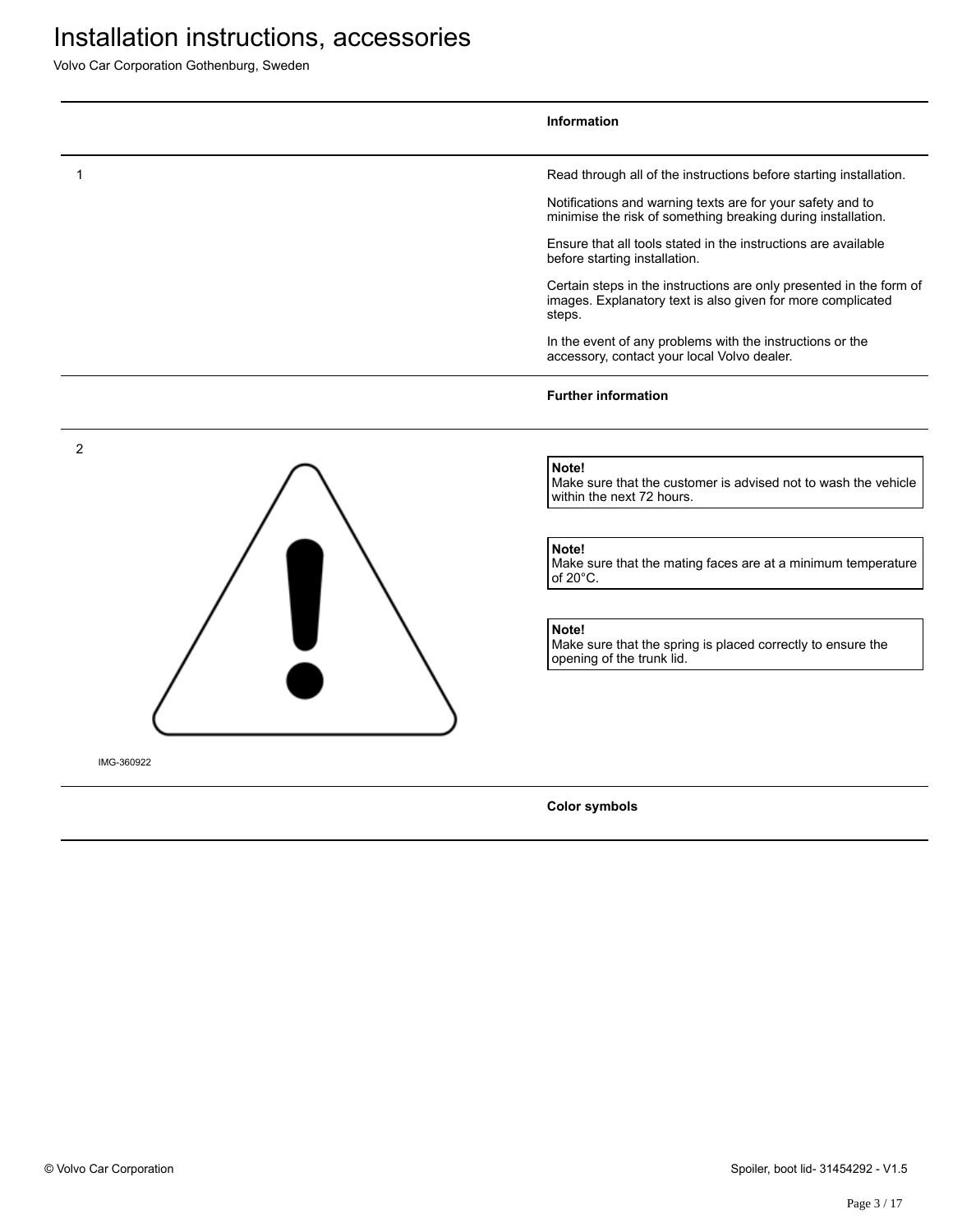# Installation instructions, accessories

Volvo Car Corporation Gothenburg, Sweden

## Information

1

Read through all of the instructions before starting installation.

Notifications and warning texts are for your safety and to minimise the risk of something breaking during installation.

Ensure that all tools stated in the instructions are available before starting installation.

Certain steps in the instructions are only presented in the form of images. Explanatory text is also given for more complicated steps.

In the event of any problems with the instructions or the accessory, contact your local Volvo dealer.

## Further information

2

IMG-360922

> **Note!**
> Make sure that the customer is advised not to wash the vehicle within the next 72 hours.

> **Note!**
> Make sure that the mating faces are at a minimum temperature of 20°C.

> **Note!**
> Make sure that the spring is placed correctly to ensure the opening of the trunk lid.

## Color symbols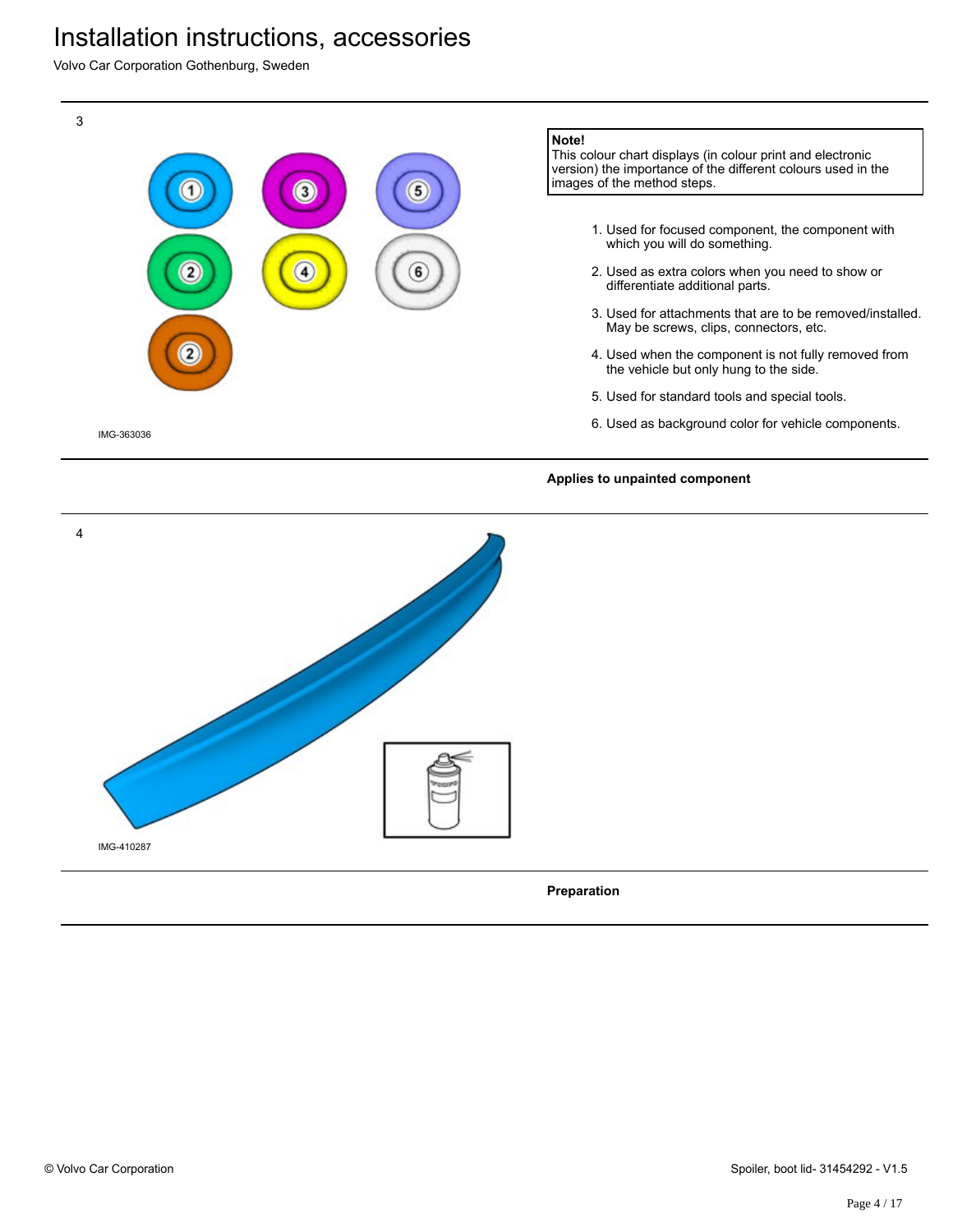3

IMG-363036

**Note!**
This colour chart displays (in colour print and electronic version) the importance of the different colours used in the images of the method steps.

1. Used for focused component, the component with which you will do something.
2. Used as extra colors when you need to show or differentiate additional parts.
3. Used for attachments that are to be removed/installed. May be screws, clips, connectors, etc.
4. Used when the component is not fully removed from the vehicle but only hung to the side.
5. Used for standard tools and special tools.
6. Used as background color for vehicle components.

**Applies to unpainted component**

4

IMG-410287

**Preparation**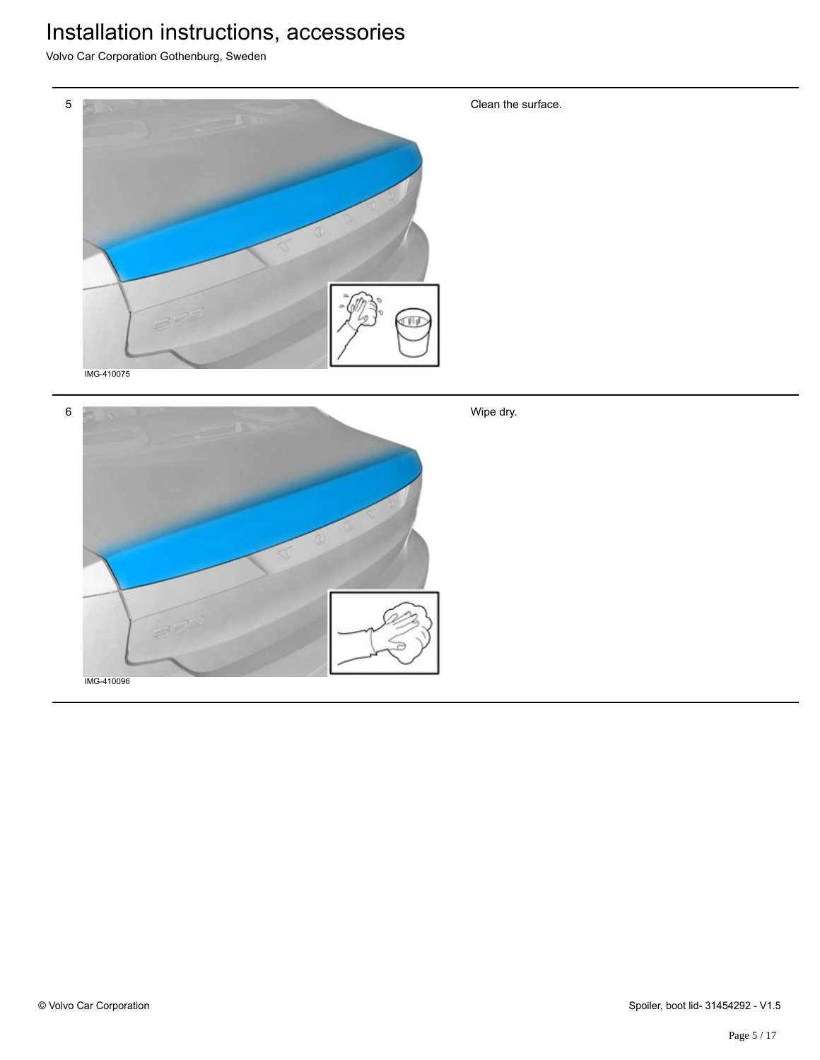5

IMG-410075

Clean the surface.

6

IMG-410096

Wipe dry.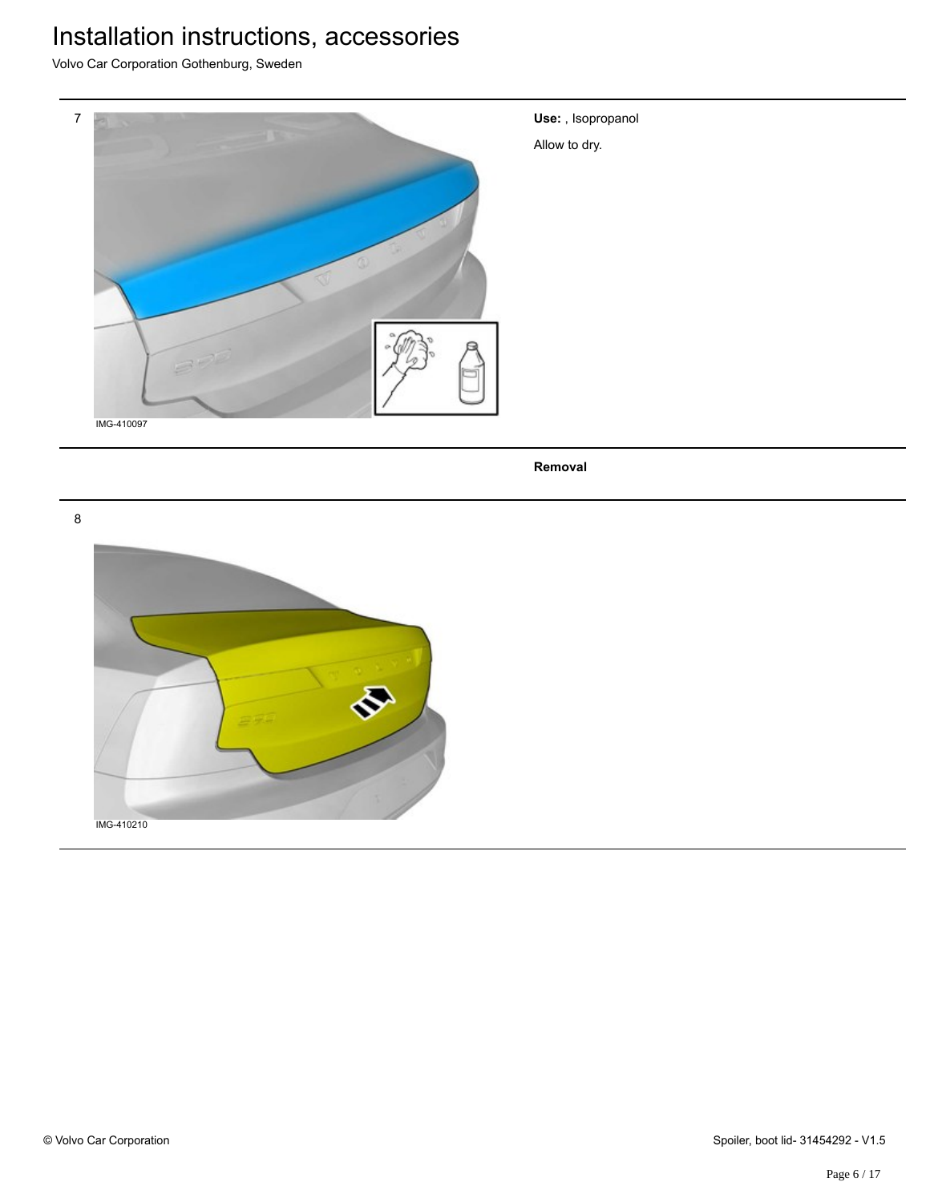7

IMG-410097

**Use:** , Isopropanol

Allow to dry.

**Removal**

8

IMG-410210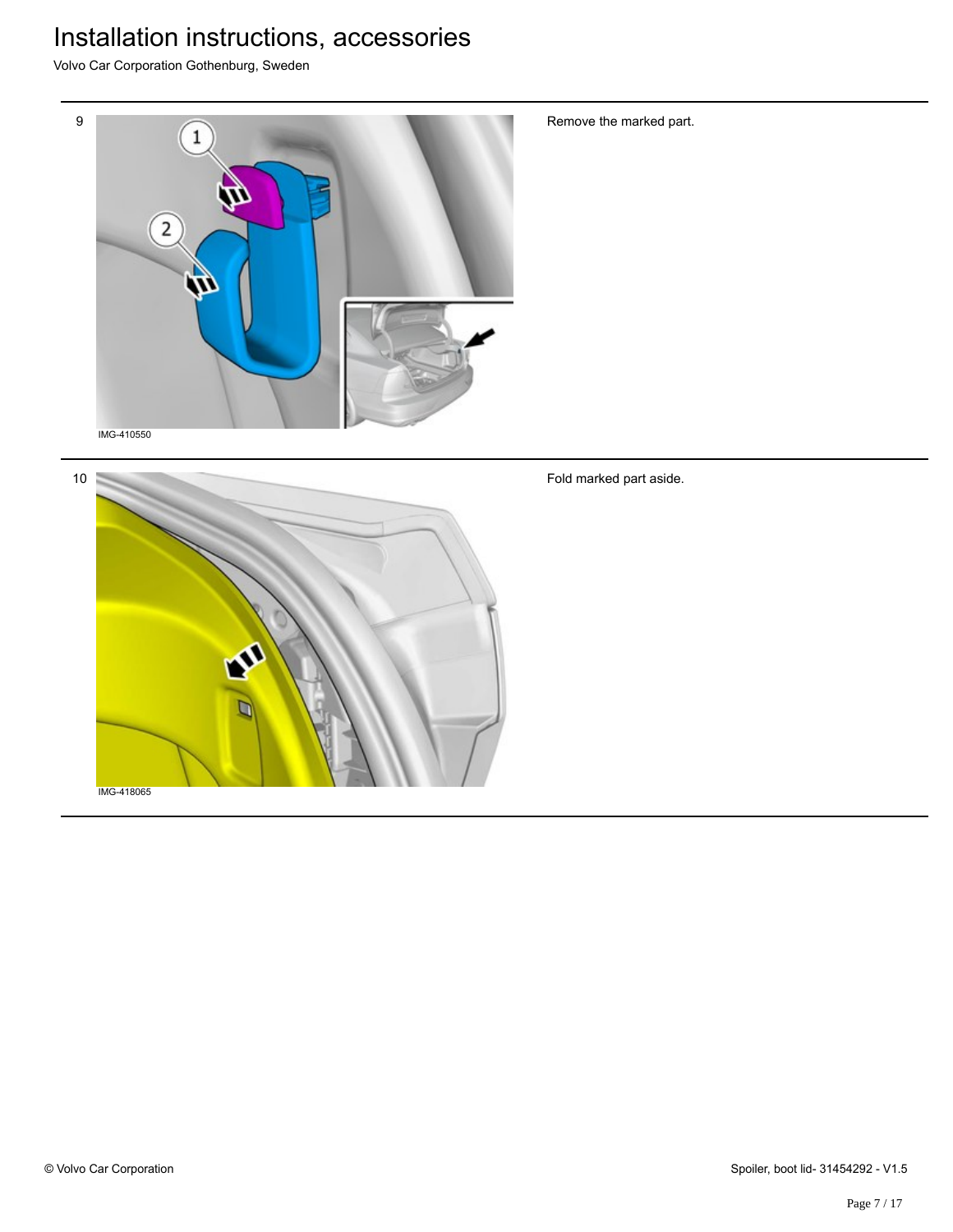| | | |
|---|---|---|
| 9 | IMG-410550 | Remove the marked part. |
| 10 | IMG-418065 | Fold marked part aside. |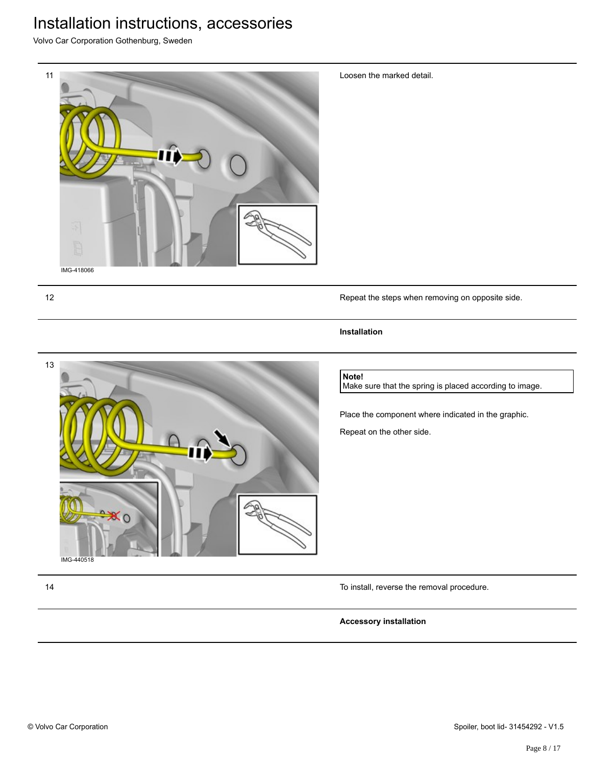# Installation instructions, accessories

Volvo Car Corporation Gothenburg, Sweden

11

IMG-418066

Loosen the marked detail.

12

Repeat the steps when removing on opposite side.

**Installation**

13

IMG-440518

**Note!**
Make sure that the spring is placed according to image.

Place the component where indicated in the graphic.

Repeat on the other side.

14

To install, reverse the removal procedure.

**Accessory installation**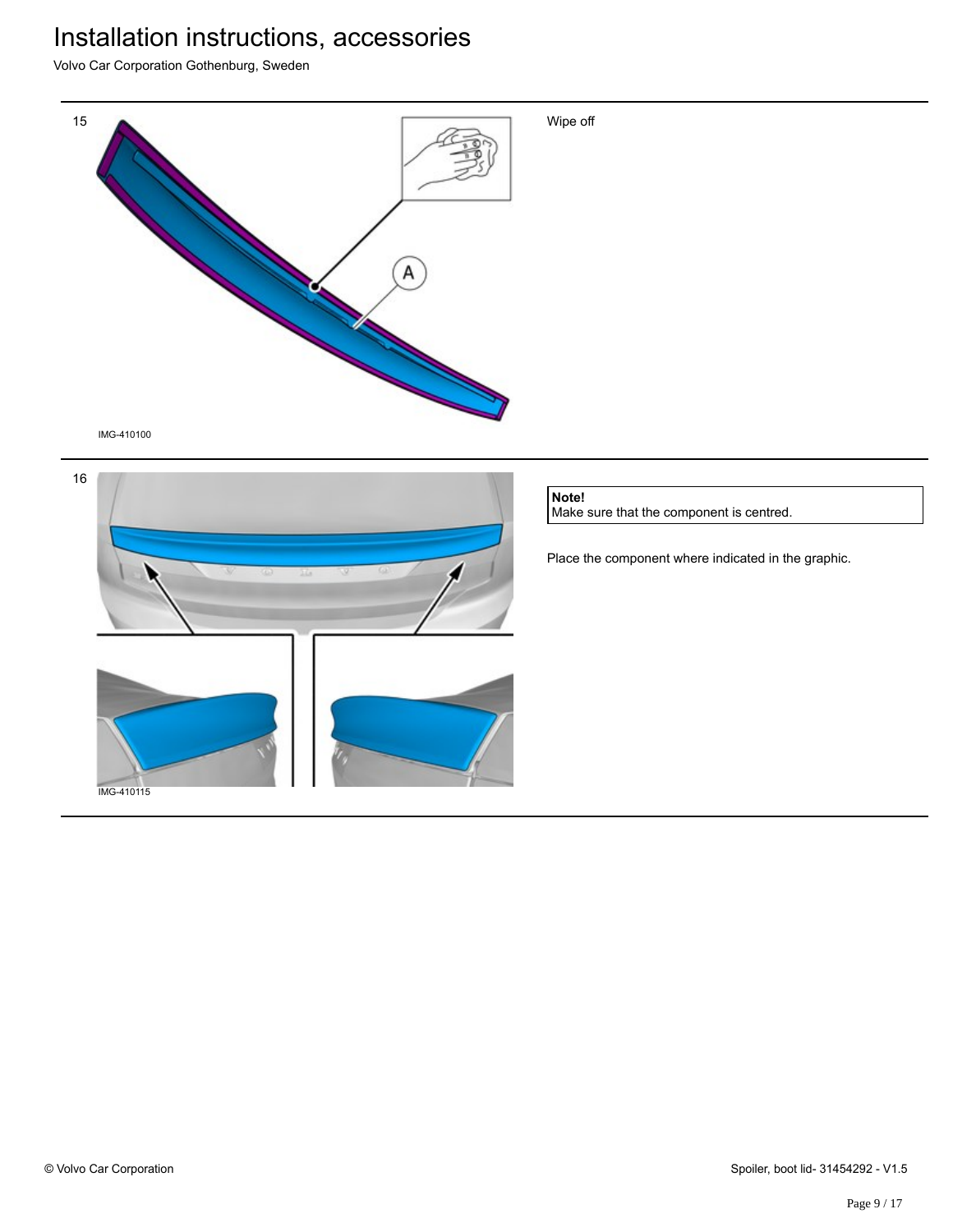15

IMG-410100

Wipe off

16

IMG-410115

**Note!**
Make sure that the component is centred.

Place the component where indicated in the graphic.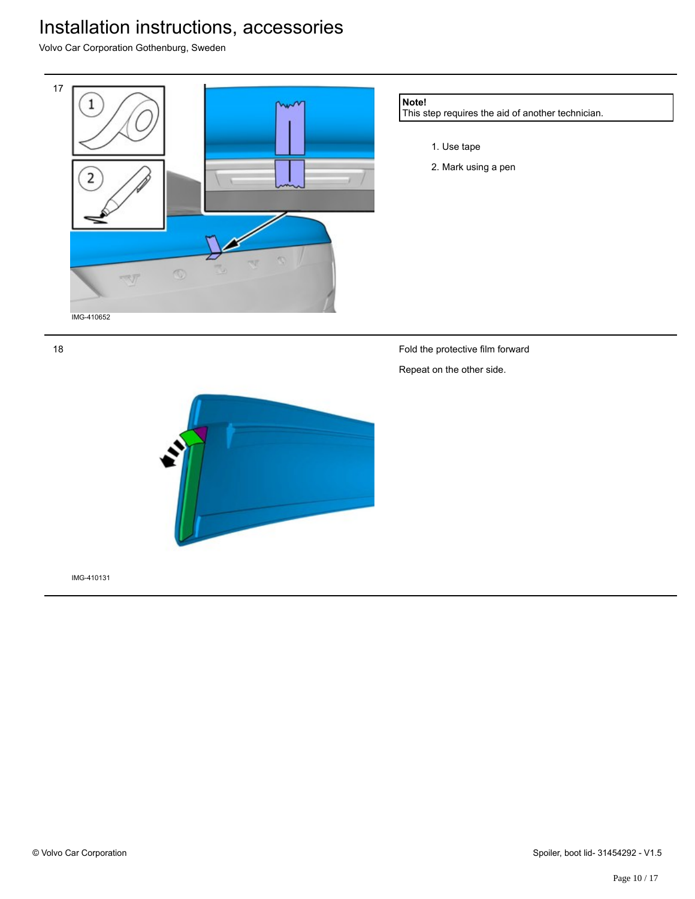17

IMG-410652

**Note!**
This step requires the aid of another technician.

1. Use tape
2. Mark using a pen

18

IMG-410131

Fold the protective film forward

Repeat on the other side.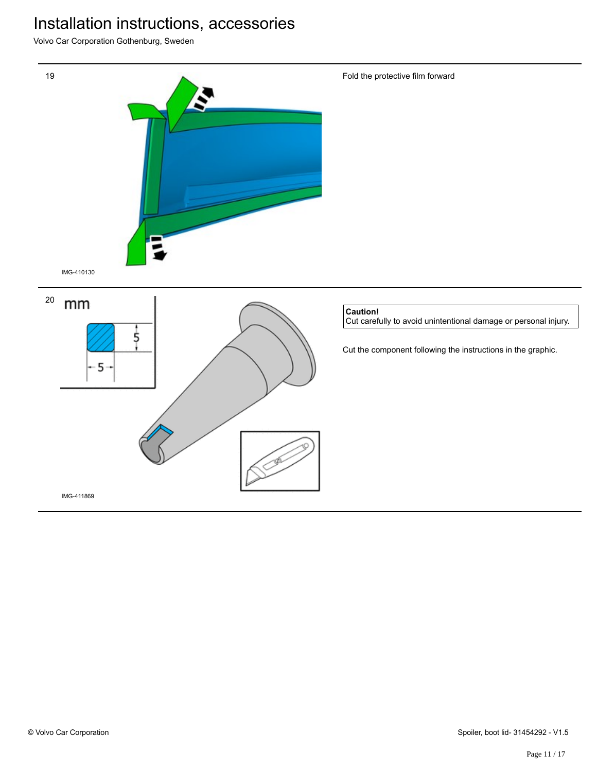# Installation instructions, accessories

Volvo Car Corporation Gothenburg, Sweden

19

IMG-410130

Fold the protective film forward

20

mm

5

5

IMG-411869

**Caution!**
Cut carefully to avoid unintentional damage or personal injury.

Cut the component following the instructions in the graphic.

© Volvo Car Corporation

Spoiler, boot lid- 31454292 - V1.5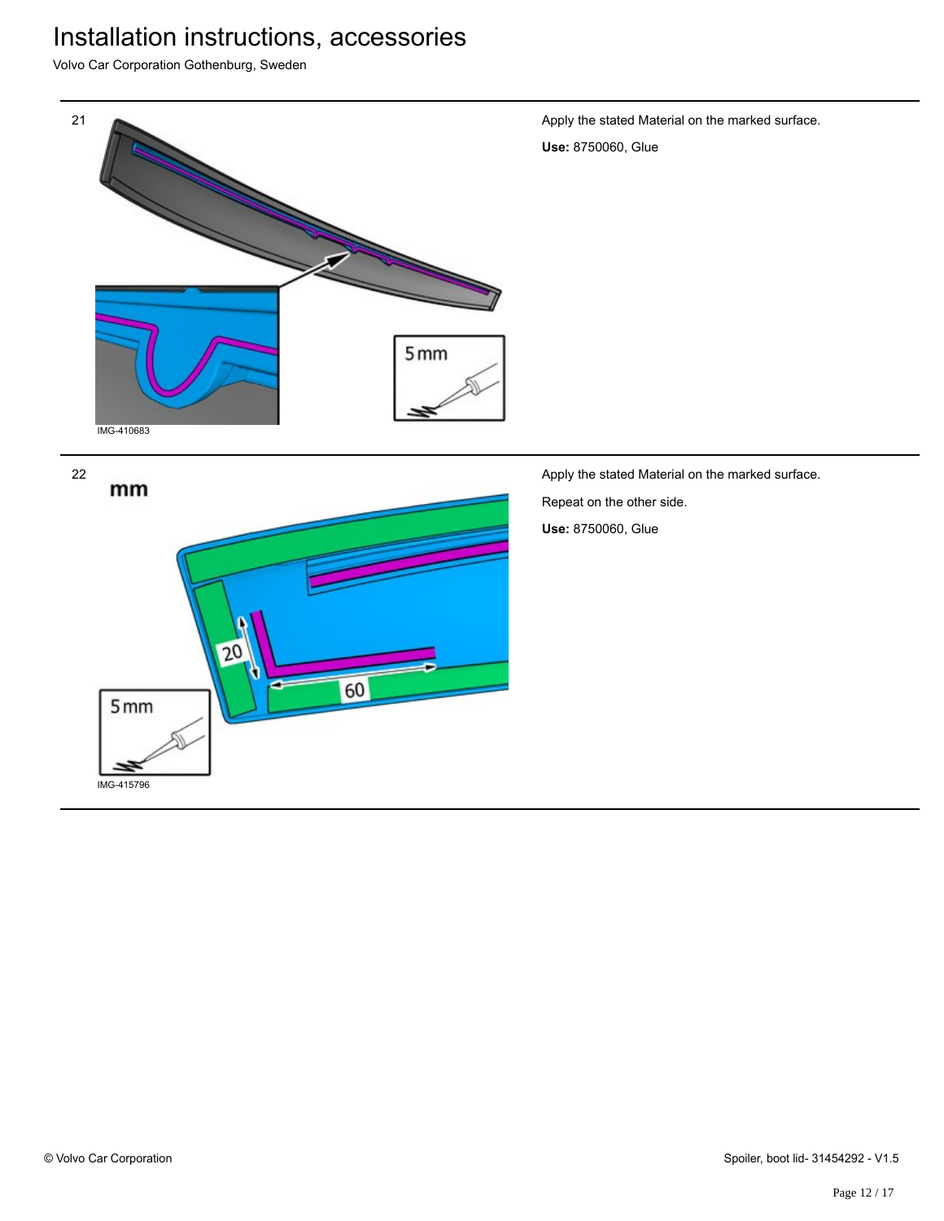21

IMG-410683

Apply the stated Material on the marked surface.

**Use:** 8750060, Glue

22

IMG-415796

Apply the stated Material on the marked surface.

Repeat on the other side.

**Use:** 8750060, Glue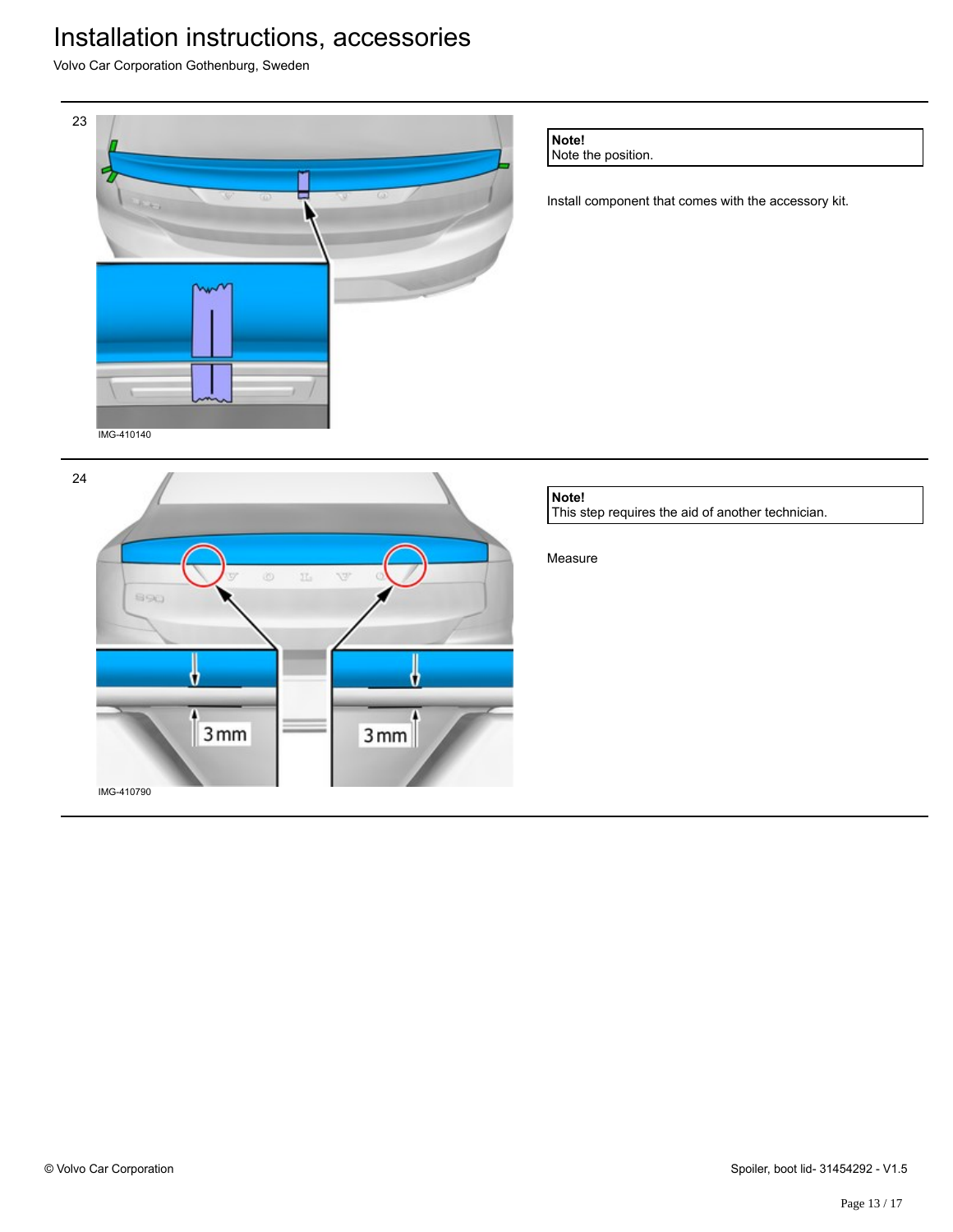23

IMG-410140

**Note!**
Note the position.

Install component that comes with the accessory kit.

24

3 mm

3 mm

IMG-410790

**Note!**
This step requires the aid of another technician.

Measure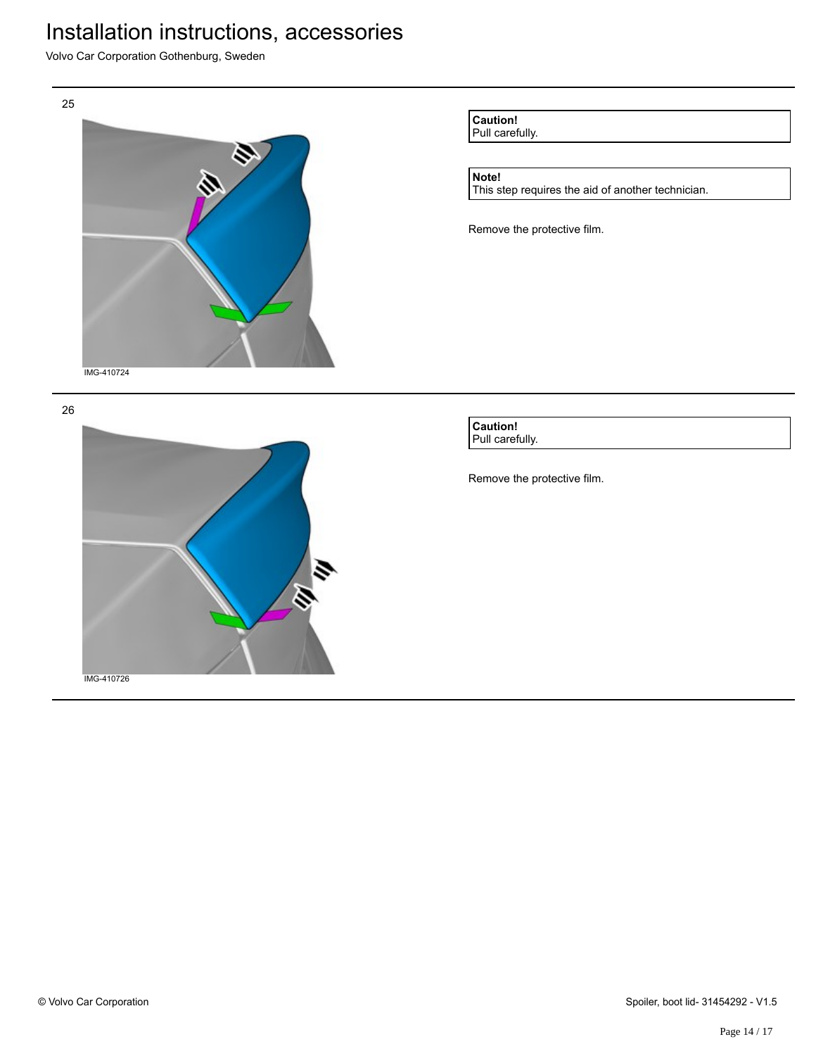25

IMG-410724

**Caution!**
Pull carefully.

**Note!**
This step requires the aid of another technician.

Remove the protective film.

26

IMG-410726

**Caution!**
Pull carefully.

Remove the protective film.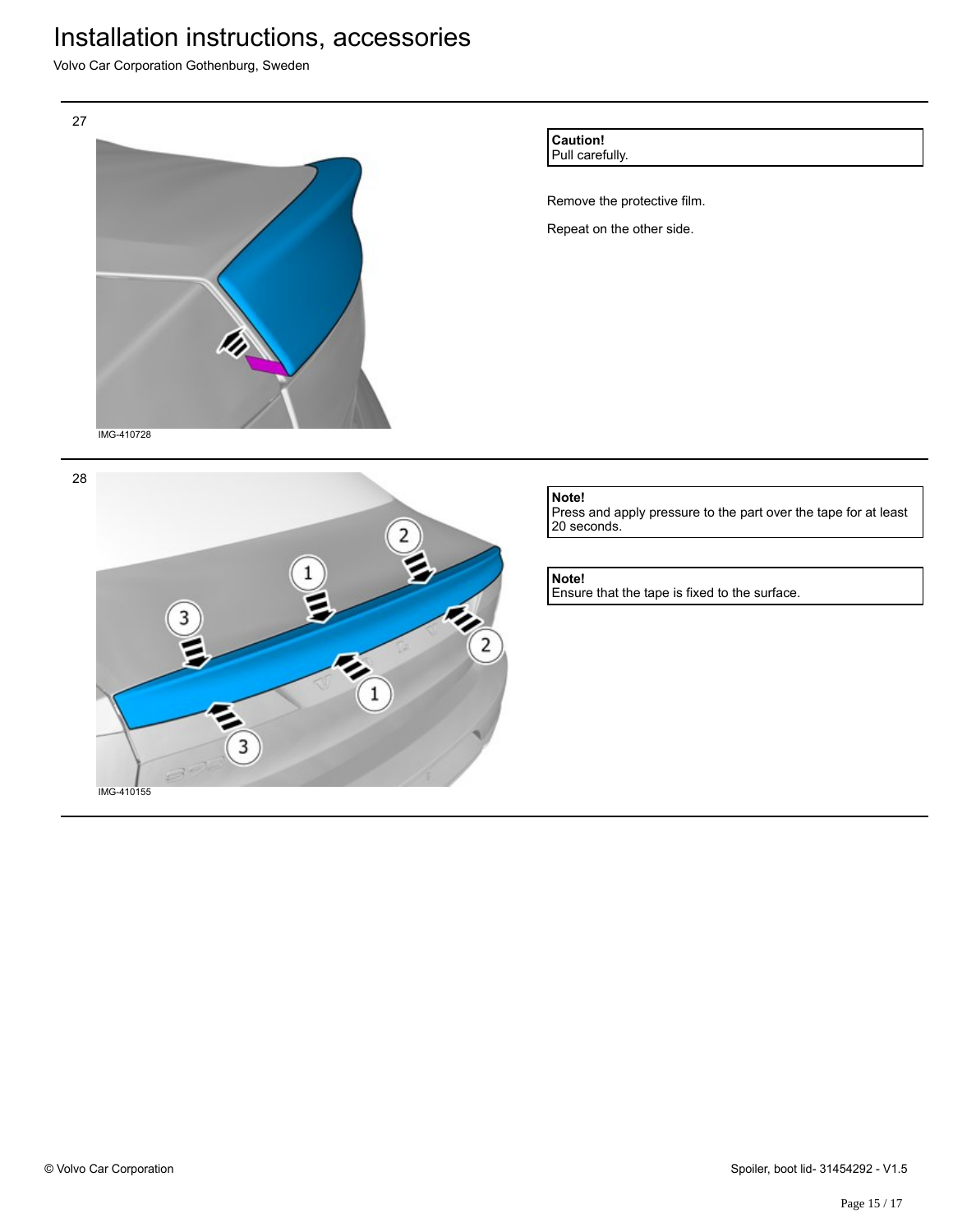27

IMG-410728

**Caution!**
Pull carefully.

Remove the protective film.

Repeat on the other side.

---

28

IMG-410155

**Note!**
Press and apply pressure to the part over the tape for at least 20 seconds.

**Note!**
Ensure that the tape is fixed to the surface.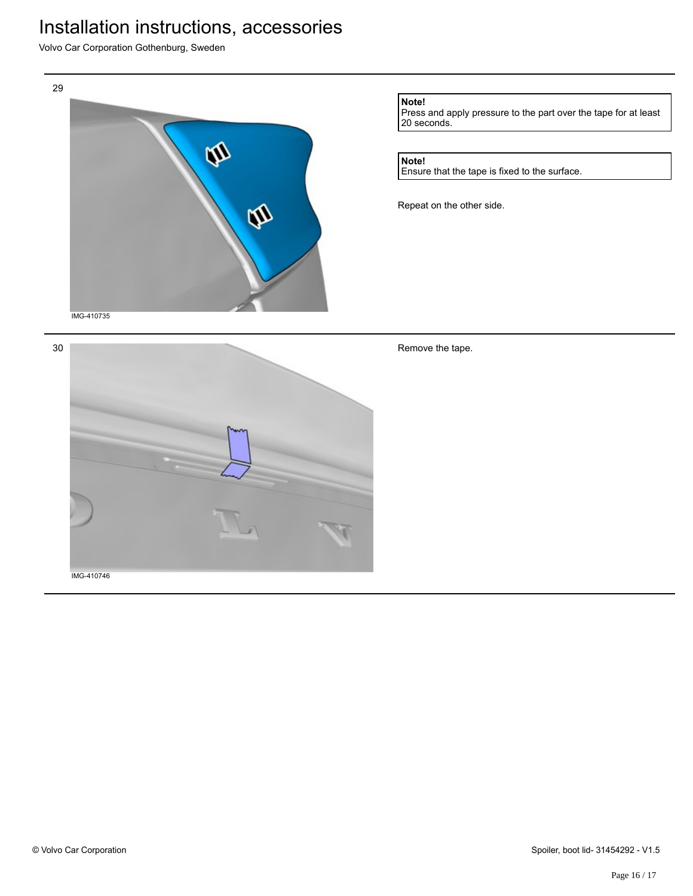29

IMG-410735

**Note!**
Press and apply pressure to the part over the tape for at least 20 seconds.

**Note!**
Ensure that the tape is fixed to the surface.

Repeat on the other side.

30

IMG-410746

Remove the tape.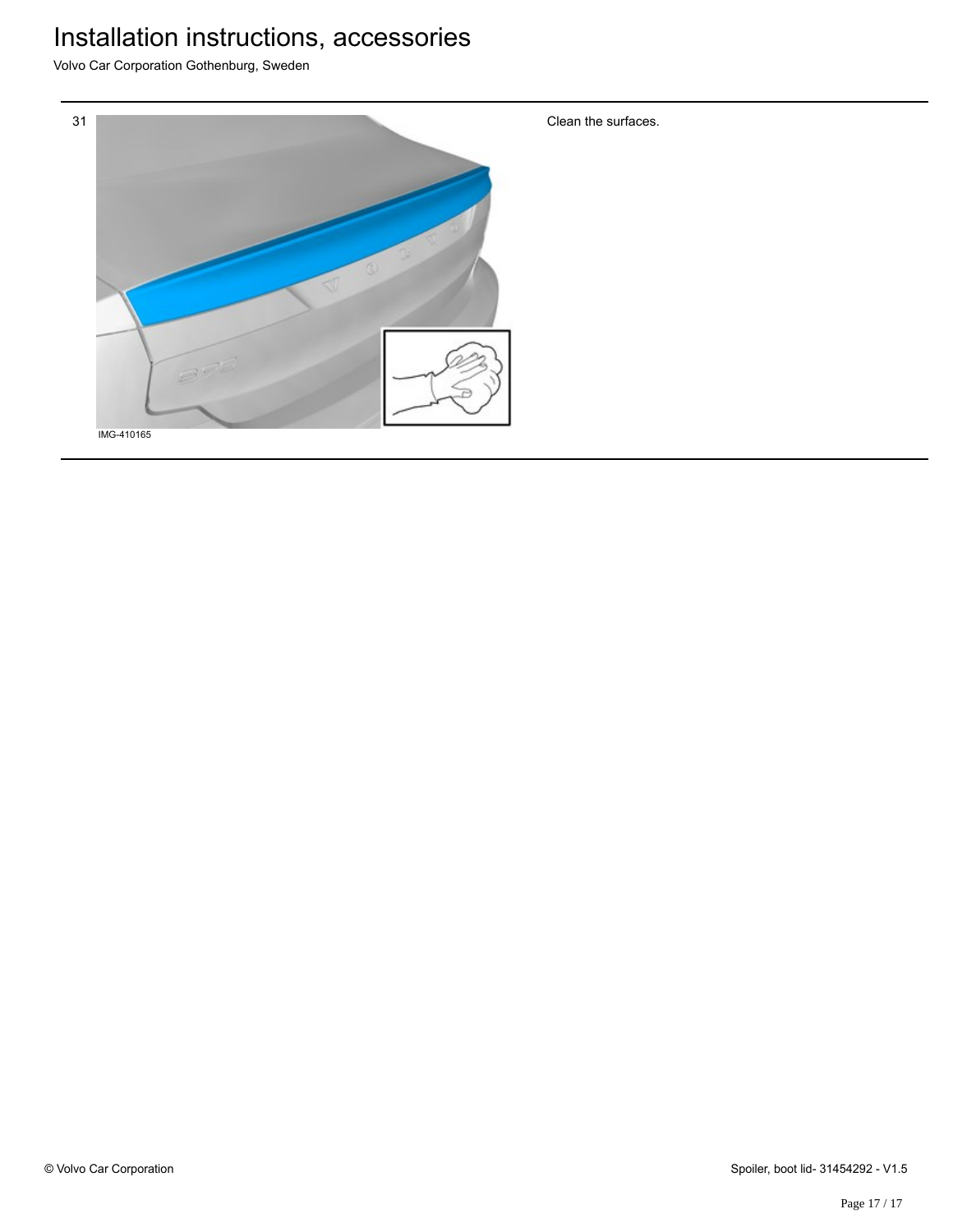# Installation instructions, accessories

Volvo Car Corporation Gothenburg, Sweden

31

IMG-410165

Clean the surfaces.

© Volvo Car Corporation

Spoiler, boot lid- 31454292 - V1.5